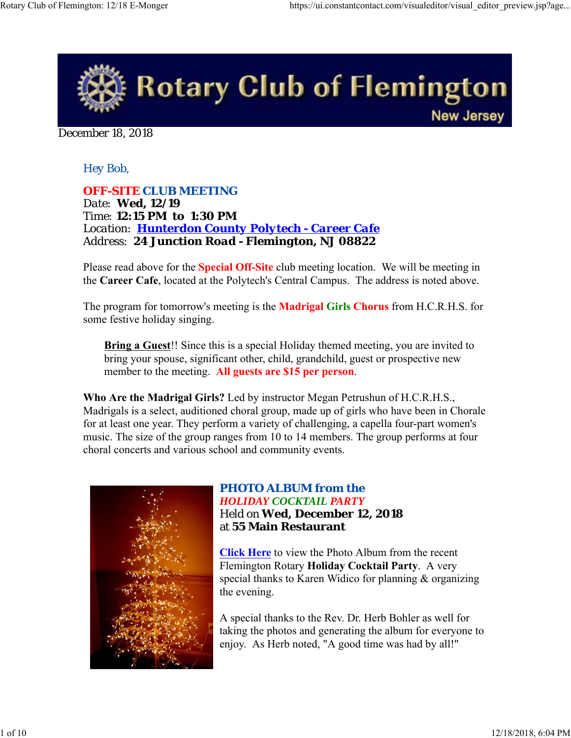# Rotary Club of Flemington

New Jersey

December 18, 2018

Hey Bob,

## OFF-SITE CLUB MEETING

Date: **Wed, 12/19**
Time: **12:15 PM to 1:30 PM**
Location: **Hunterdon County Polytech - Career Cafe**
Address: **24 Junction Road - Flemington, NJ 08822**

Please read above for the **Special Off-Site** club meeting location. We will be meeting in the **Career Cafe**, located at the Polytech's Central Campus. The address is noted above.

The program for tomorrow's meeting is the **Madrigal Girls Chorus** from H.C.R.H.S. for some festive holiday singing.

> **Bring a Guest**!! Since this is a special Holiday themed meeting, you are invited to bring your spouse, significant other, child, grandchild, guest or prospective new member to the meeting. **All guests are $15 per person**.

**Who Are the Madrigal Girls?** Led by instructor Megan Petrushun of H.C.R.H.S., Madrigals is a select, auditioned choral group, made up of girls who have been in Chorale for at least one year. They perform a variety of challenging, a capella four-part women's music. The size of the group ranges from 10 to 14 members. The group performs at four choral concerts and various school and community events.

## PHOTO ALBUM from the *HOLIDAY COCKTAIL PARTY*

Held on **Wed, December 12, 2018**
at **55 Main Restaurant**

Click Here to view the Photo Album from the recent Flemington Rotary **Holiday Cocktail Party**. A very special thanks to Karen Widico for planning & organizing the evening.

A special thanks to the Rev. Dr. Herb Bohler as well for taking the photos and generating the album for everyone to enjoy. As Herb noted, "A good time was had by all!"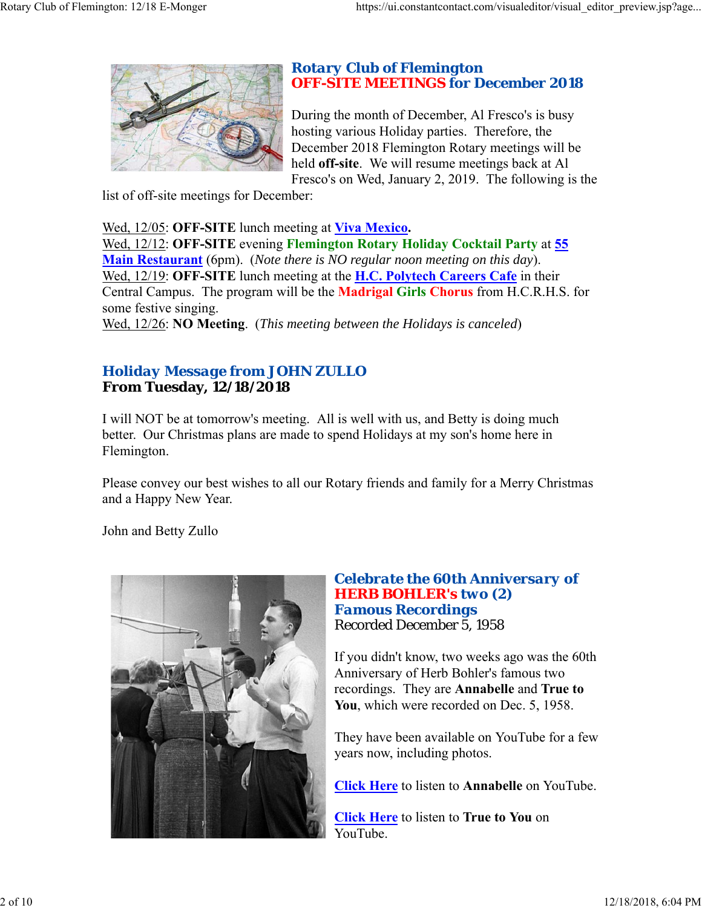## Rotary Club of Flemington
## OFF-SITE MEETINGS for December 2018

During the month of December, Al Fresco's is busy hosting various Holiday parties. Therefore, the December 2018 Flemington Rotary meetings will be held **off-site**. We will resume meetings back at Al Fresco's on Wed, January 2, 2019. The following is the list of off-site meetings for December:

Wed, 12/05: **OFF-SITE** lunch meeting at **Viva Mexico.**
Wed, 12/12: **OFF-SITE** evening **Flemington Rotary Holiday Cocktail Party** at **55 Main Restaurant** (6pm). (*Note there is NO regular noon meeting on this day*).
Wed, 12/19: **OFF-SITE** lunch meeting at the **H.C. Polytech Careers Cafe** in their Central Campus. The program will be the **Madrigal Girls Chorus** from H.C.R.H.S. for some festive singing.
Wed, 12/26: **NO Meeting**. (*This meeting between the Holidays is canceled*)

## Holiday Message from JOHN ZULLO
### From Tuesday, 12/18/2018

I will NOT be at tomorrow's meeting. All is well with us, and Betty is doing much better. Our Christmas plans are made to spend Holidays at my son's home here in Flemington.

Please convey our best wishes to all our Rotary friends and family for a Merry Christmas and a Happy New Year.

John and Betty Zullo

## Celebrate the 60th Anniversary of HERB BOHLER's two (2) Famous Recordings
Recorded December 5, 1958

If you didn't know, two weeks ago was the 60th Anniversary of Herb Bohler's famous two recordings. They are **Annabelle** and **True to You**, which were recorded on Dec. 5, 1958.

They have been available on YouTube for a few years now, including photos.

**Click Here** to listen to **Annabelle** on YouTube.

**Click Here** to listen to **True to You** on YouTube.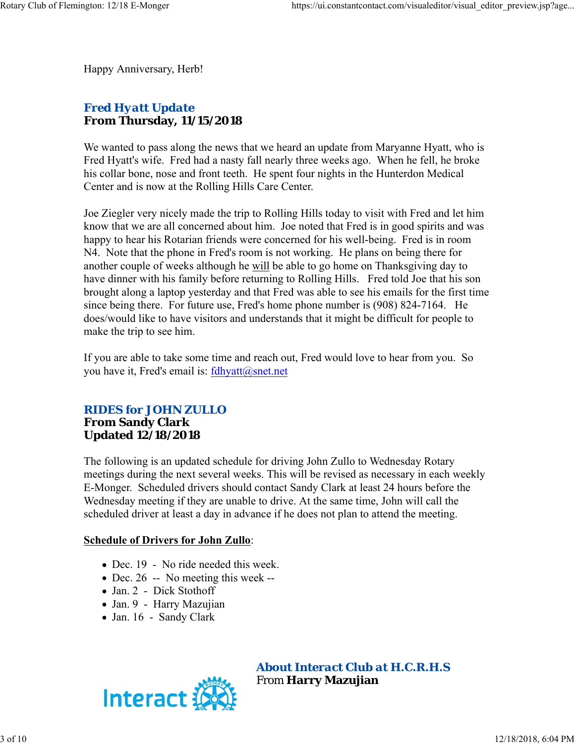Happy Anniversary, Herb!

## Fred Hyatt Update
**From Thursday, 11/15/2018**

We wanted to pass along the news that we heard an update from Maryanne Hyatt, who is Fred Hyatt's wife. Fred had a nasty fall nearly three weeks ago. When he fell, he broke his collar bone, nose and front teeth. He spent four nights in the Hunterdon Medical Center and is now at the Rolling Hills Care Center.

Joe Ziegler very nicely made the trip to Rolling Hills today to visit with Fred and let him know that we are all concerned about him. Joe noted that Fred is in good spirits and was happy to hear his Rotarian friends were concerned for his well-being. Fred is in room N4. Note that the phone in Fred's room is not working. He plans on being there for another couple of weeks although he will be able to go home on Thanksgiving day to have dinner with his family before returning to Rolling Hills. Fred told Joe that his son brought along a laptop yesterday and that Fred was able to see his emails for the first time since being there. For future use, Fred's home phone number is (908) 824-7164. He does/would like to have visitors and understands that it might be difficult for people to make the trip to see him.

If you are able to take some time and reach out, Fred would love to hear from you. So you have it, Fred's email is: fdhyatt@snet.net

## RIDES for JOHN ZULLO
**From Sandy Clark**
**Updated 12/18/2018**

The following is an updated schedule for driving John Zullo to Wednesday Rotary meetings during the next several weeks. This will be revised as necessary in each weekly E-Monger. Scheduled drivers should contact Sandy Clark at least 24 hours before the Wednesday meeting if they are unable to drive. At the same time, John will call the scheduled driver at least a day in advance if he does not plan to attend the meeting.

**Schedule of Drivers for John Zullo**:

- Dec. 19 - No ride needed this week.
- Dec. 26 -- No meeting this week --
- Jan. 2 - Dick Stothoff
- Jan. 9 - Harry Mazujian
- Jan. 16 - Sandy Clark

## About Interact Club at H.C.R.H.S
From **Harry Mazujian**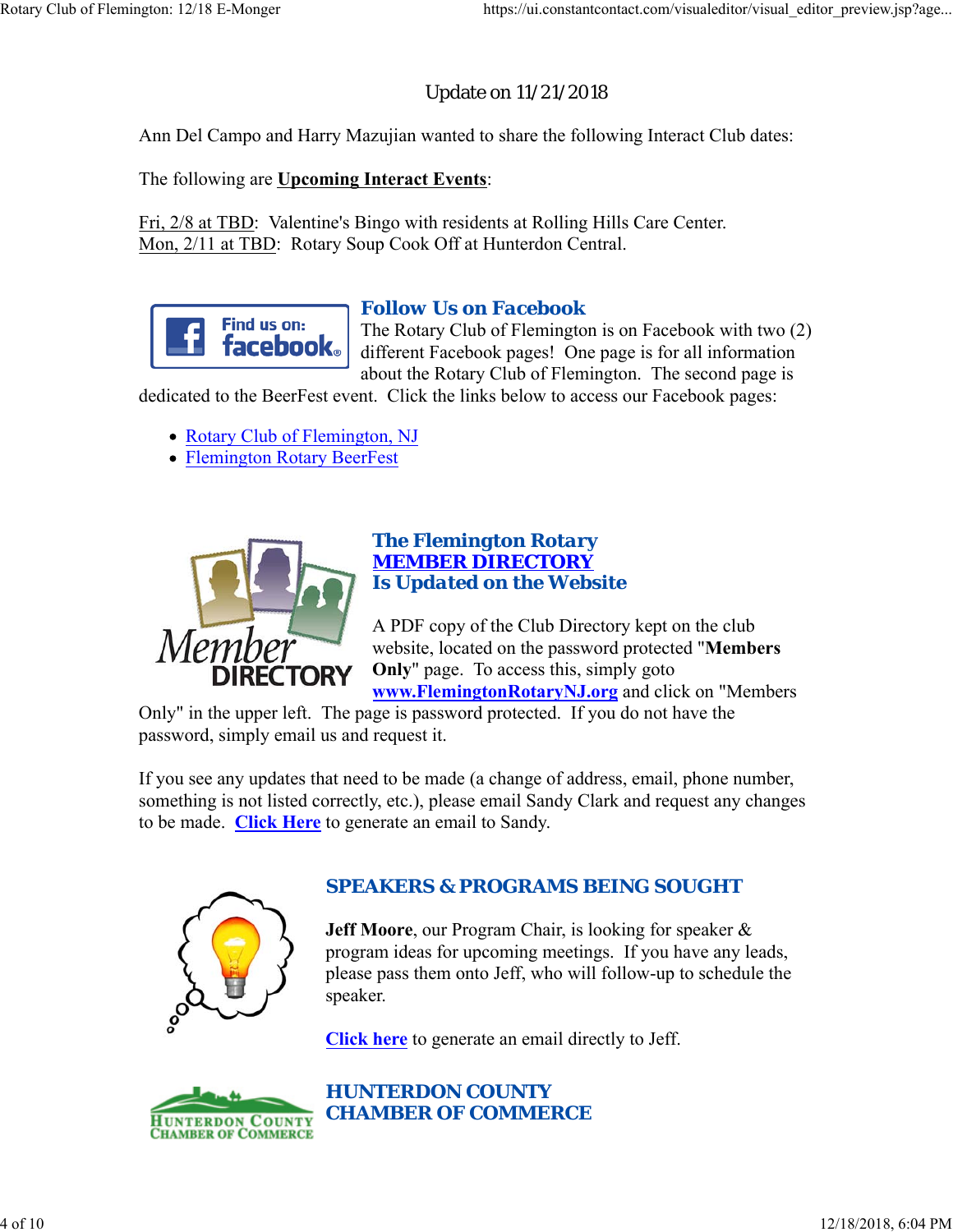Update on 11/21/2018

Ann Del Campo and Harry Mazujian wanted to share the following Interact Club dates:

The following are **Upcoming Interact Events**:

Fri, 2/8 at TBD: Valentine's Bingo with residents at Rolling Hills Care Center.
Mon, 2/11 at TBD: Rotary Soup Cook Off at Hunterdon Central.

## Follow Us on Facebook

The Rotary Club of Flemington is on Facebook with two (2) different Facebook pages! One page is for all information about the Rotary Club of Flemington. The second page is dedicated to the BeerFest event. Click the links below to access our Facebook pages:

- Rotary Club of Flemington, NJ
- Flemington Rotary BeerFest

## The Flemington Rotary MEMBER DIRECTORY Is Updated on the Website

A PDF copy of the Club Directory kept on the club website, located on the password protected "**Members Only**" page. To access this, simply goto **www.FlemingtonRotaryNJ.org** and click on "Members Only" in the upper left. The page is password protected. If you do not have the password, simply email us and request it.

If you see any updates that need to be made (a change of address, email, phone number, something is not listed correctly, etc.), please email Sandy Clark and request any changes to be made. **Click Here** to generate an email to Sandy.

## SPEAKERS & PROGRAMS BEING SOUGHT

**Jeff Moore**, our Program Chair, is looking for speaker & program ideas for upcoming meetings. If you have any leads, please pass them onto Jeff, who will follow-up to schedule the speaker.

**Click here** to generate an email directly to Jeff.

## HUNTERDON COUNTY CHAMBER OF COMMERCE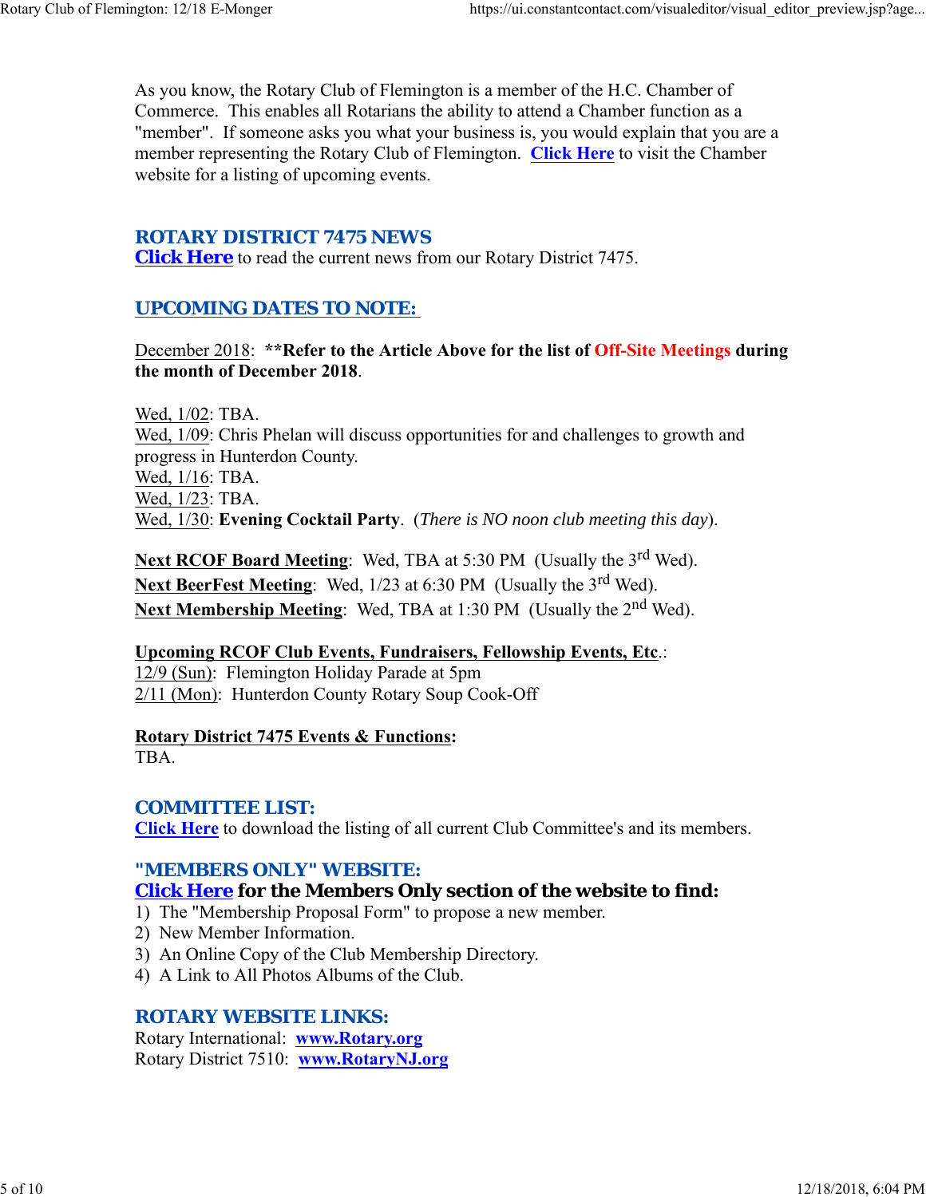As you know, the Rotary Club of Flemington is a member of the H.C. Chamber of Commerce. This enables all Rotarians the ability to attend a Chamber function as a "member". If someone asks you what your business is, you would explain that you are a member representing the Rotary Club of Flemington. **Click Here** to visit the Chamber website for a listing of upcoming events.

## ROTARY DISTRICT 7475 NEWS

**Click Here** to read the current news from our Rotary District 7475.

## UPCOMING DATES TO NOTE:

December 2018: **\*\*Refer to the Article Above for the list of Off-Site Meetings during the month of December 2018**.

Wed, 1/02: TBA.
Wed, 1/09: Chris Phelan will discuss opportunities for and challenges to growth and progress in Hunterdon County.
Wed, 1/16: TBA.
Wed, 1/23: TBA.
Wed, 1/30: **Evening Cocktail Party**. (*There is NO noon club meeting this day*).

**Next RCOF Board Meeting**: Wed, TBA at 5:30 PM (Usually the 3rd Wed).
**Next BeerFest Meeting**: Wed, 1/23 at 6:30 PM (Usually the 3rd Wed).
**Next Membership Meeting**: Wed, TBA at 1:30 PM (Usually the 2nd Wed).

**Upcoming RCOF Club Events, Fundraisers, Fellowship Events, Etc**.:
12/9 (Sun): Flemington Holiday Parade at 5pm
2/11 (Mon): Hunterdon County Rotary Soup Cook-Off

**Rotary District 7475 Events & Functions:**
TBA.

## COMMITTEE LIST:

**Click Here** to download the listing of all current Club Committee's and its members.

## "MEMBERS ONLY" WEBSITE:

**Click Here for the Members Only section of the website to find:**

1) The "Membership Proposal Form" to propose a new member.
2) New Member Information.
3) An Online Copy of the Club Membership Directory.
4) A Link to All Photos Albums of the Club.

## ROTARY WEBSITE LINKS:

Rotary International: **www.Rotary.org**
Rotary District 7510: **www.RotaryNJ.org**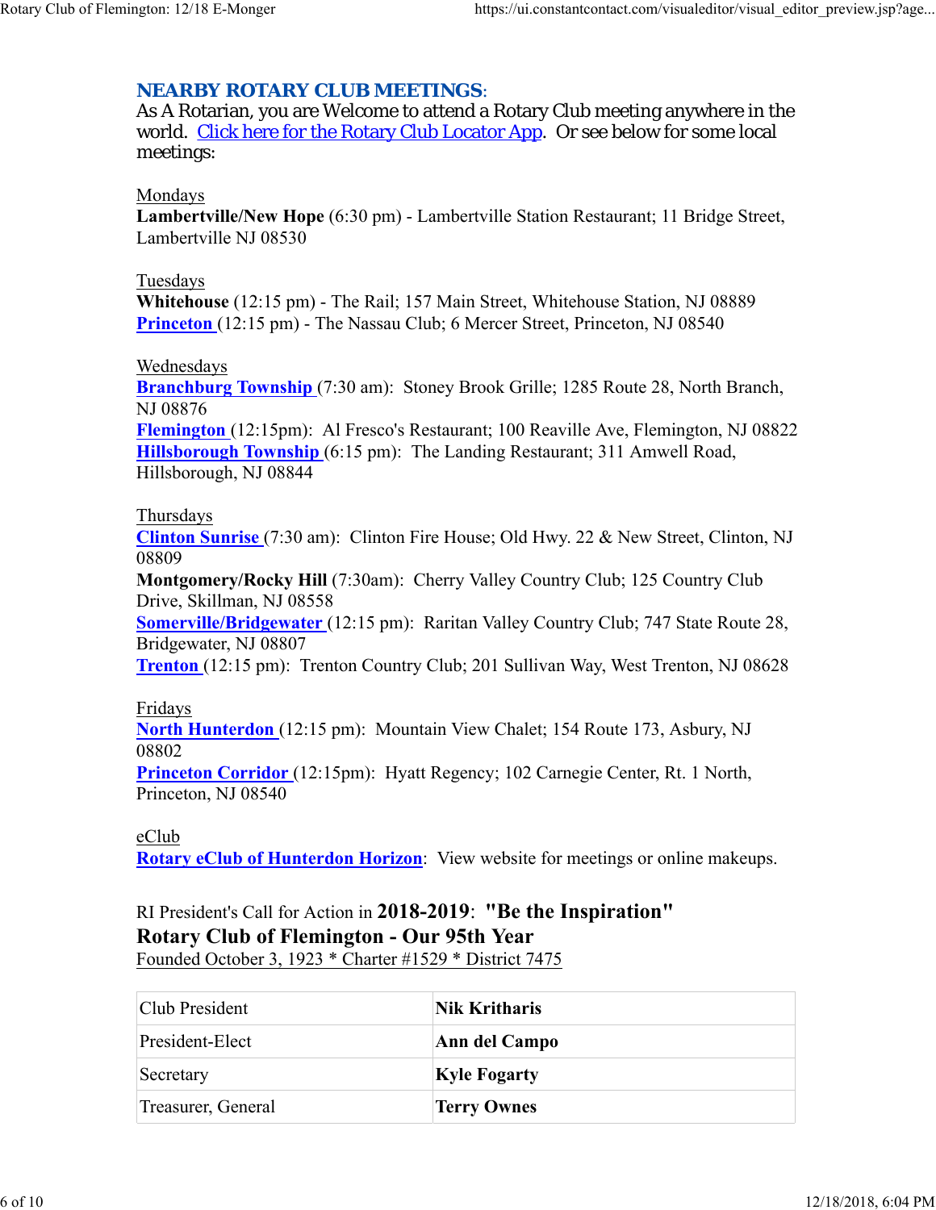## NEARBY ROTARY CLUB MEETINGS:

As A Rotarian, you are Welcome to attend a Rotary Club meeting anywhere in the world. Click here for the Rotary Club Locator App. Or see below for some local meetings:

Mondays

**Lambertville/New Hope** (6:30 pm) - Lambertville Station Restaurant; 11 Bridge Street, Lambertville NJ 08530

Tuesdays

**Whitehouse** (12:15 pm) - The Rail; 157 Main Street, Whitehouse Station, NJ 08889
**Princeton** (12:15 pm) - The Nassau Club; 6 Mercer Street, Princeton, NJ 08540

Wednesdays

**Branchburg Township** (7:30 am): Stoney Brook Grille; 1285 Route 28, North Branch, NJ 08876
**Flemington** (12:15pm): Al Fresco's Restaurant; 100 Reaville Ave, Flemington, NJ 08822
**Hillsborough Township** (6:15 pm): The Landing Restaurant; 311 Amwell Road, Hillsborough, NJ 08844

Thursdays

**Clinton Sunrise** (7:30 am): Clinton Fire House; Old Hwy. 22 & New Street, Clinton, NJ 08809
**Montgomery/Rocky Hill** (7:30am): Cherry Valley Country Club; 125 Country Club Drive, Skillman, NJ 08558
**Somerville/Bridgewater** (12:15 pm): Raritan Valley Country Club; 747 State Route 28, Bridgewater, NJ 08807
**Trenton** (12:15 pm): Trenton Country Club; 201 Sullivan Way, West Trenton, NJ 08628

Fridays

**North Hunterdon** (12:15 pm): Mountain View Chalet; 154 Route 173, Asbury, NJ 08802
**Princeton Corridor** (12:15pm): Hyatt Regency; 102 Carnegie Center, Rt. 1 North, Princeton, NJ 08540

eClub

**Rotary eClub of Hunterdon Horizon**: View website for meetings or online makeups.

RI President's Call for Action in **2018-2019**: **"Be the Inspiration"**
**Rotary Club of Flemington - Our 95th Year**
Founded October 3, 1923 * Charter #1529 * District 7475

| Club President | **Nik Kritharis** |
|---|---|
| President-Elect | **Ann del Campo** |
| Secretary | **Kyle Fogarty** |
| Treasurer, General | **Terry Ownes** |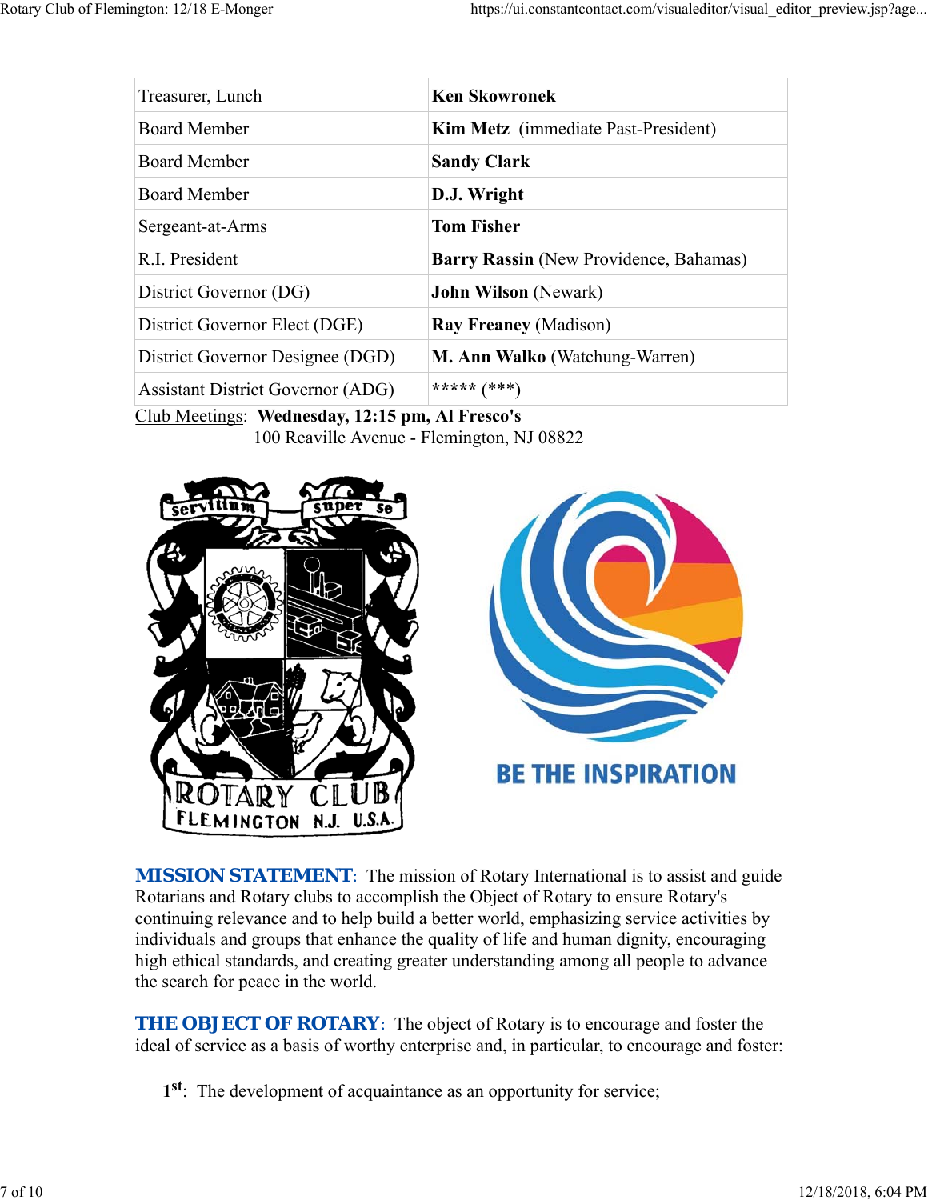| | |
|---|---|
| Treasurer, Lunch | **Ken Skowronek** |
| Board Member | **Kim Metz** (immediate Past-President) |
| Board Member | **Sandy Clark** |
| Board Member | **D.J. Wright** |
| Sergeant-at-Arms | **Tom Fisher** |
| R.I. President | **Barry Rassin** (New Providence, Bahamas) |
| District Governor (DG) | **John Wilson** (Newark) |
| District Governor Elect (DGE) | **Ray Freaney** (Madison) |
| District Governor Designee (DGD) | **M. Ann Walko** (Watchung-Warren) |
| Assistant District Governor (ADG) | ***** (***) |

Club Meetings: **Wednesday, 12:15 pm, Al Fresco's**
100 Reaville Avenue - Flemington, NJ 08822

**MISSION STATEMENT**: The mission of Rotary International is to assist and guide Rotarians and Rotary clubs to accomplish the Object of Rotary to ensure Rotary's continuing relevance and to help build a better world, emphasizing service activities by individuals and groups that enhance the quality of life and human dignity, encouraging high ethical standards, and creating greater understanding among all people to advance the search for peace in the world.

**THE OBJECT OF ROTARY**: The object of Rotary is to encourage and foster the ideal of service as a basis of worthy enterprise and, in particular, to encourage and foster:

1st: The development of acquaintance as an opportunity for service;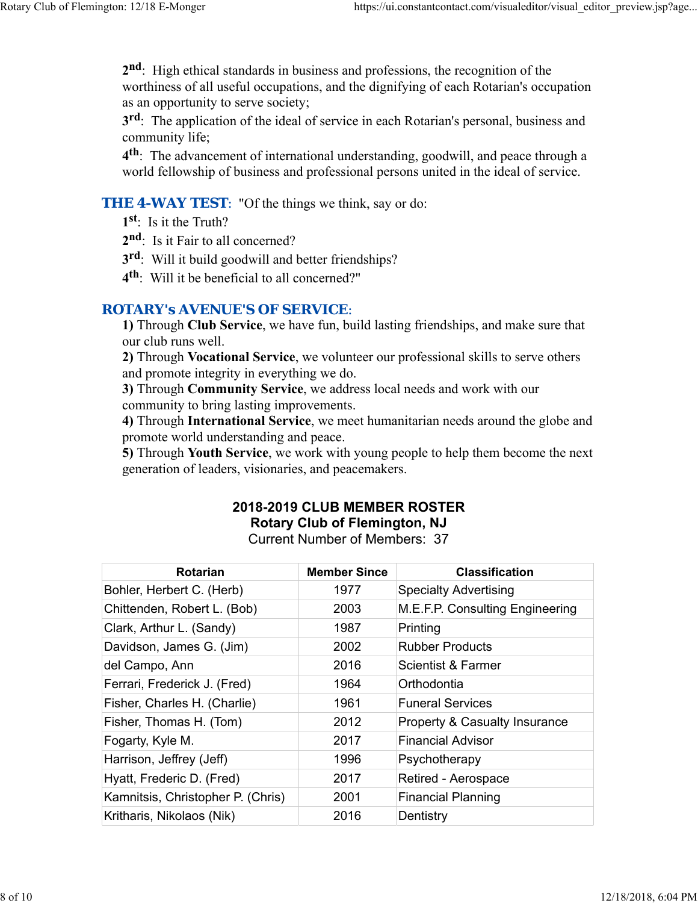**2nd**: High ethical standards in business and professions, the recognition of the worthiness of all useful occupations, and the dignifying of each Rotarian's occupation as an opportunity to serve society;

**3rd**: The application of the ideal of service in each Rotarian's personal, business and community life;

**4th**: The advancement of international understanding, goodwill, and peace through a world fellowship of business and professional persons united in the ideal of service.

**THE 4-WAY TEST**: "Of the things we think, say or do:

**1st**: Is it the Truth?

**2nd**: Is it Fair to all concerned?

**3rd**: Will it build goodwill and better friendships?

**4th**: Will it be beneficial to all concerned?"

**ROTARY's AVENUE'S OF SERVICE**:

**1)** Through **Club Service**, we have fun, build lasting friendships, and make sure that our club runs well.

**2)** Through **Vocational Service**, we volunteer our professional skills to serve others and promote integrity in everything we do.

**3)** Through **Community Service**, we address local needs and work with our community to bring lasting improvements.

**4)** Through **International Service**, we meet humanitarian needs around the globe and promote world understanding and peace.

**5)** Through **Youth Service**, we work with young people to help them become the next generation of leaders, visionaries, and peacemakers.

**2018-2019 CLUB MEMBER ROSTER**
**Rotary Club of Flemington, NJ**
Current Number of Members: 37

| Rotarian | Member Since | Classification |
|---|---|---|
| Bohler, Herbert C. (Herb) | 1977 | Specialty Advertising |
| Chittenden, Robert L. (Bob) | 2003 | M.E.F.P. Consulting Engineering |
| Clark, Arthur L. (Sandy) | 1987 | Printing |
| Davidson, James G. (Jim) | 2002 | Rubber Products |
| del Campo, Ann | 2016 | Scientist & Farmer |
| Ferrari, Frederick J. (Fred) | 1964 | Orthodontia |
| Fisher, Charles H. (Charlie) | 1961 | Funeral Services |
| Fisher, Thomas H. (Tom) | 2012 | Property & Casualty Insurance |
| Fogarty, Kyle M. | 2017 | Financial Advisor |
| Harrison, Jeffrey (Jeff) | 1996 | Psychotherapy |
| Hyatt, Frederic D. (Fred) | 2017 | Retired - Aerospace |
| Kamnitsis, Christopher P. (Chris) | 2001 | Financial Planning |
| Kritharis, Nikolaos (Nik) | 2016 | Dentistry |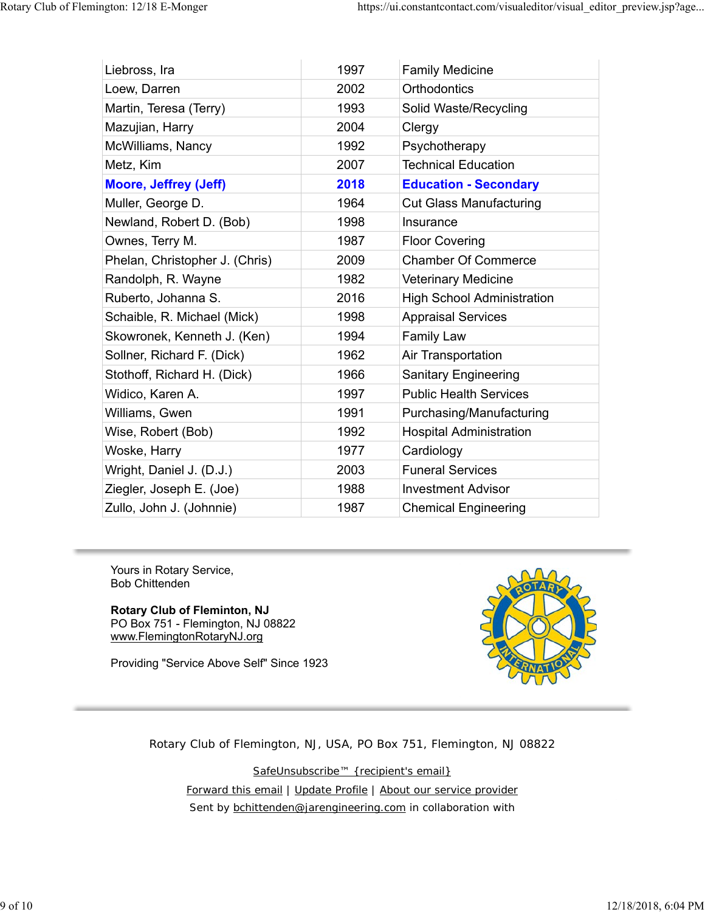| | | |
|---|---|---|
| Liebross, Ira | 1997 | Family Medicine |
| Loew, Darren | 2002 | Orthodontics |
| Martin, Teresa (Terry) | 1993 | Solid Waste/Recycling |
| Mazujian, Harry | 2004 | Clergy |
| McWilliams, Nancy | 1992 | Psychotherapy |
| Metz, Kim | 2007 | Technical Education |
| **Moore, Jeffrey (Jeff)** | **2018** | **Education - Secondary** |
| Muller, George D. | 1964 | Cut Glass Manufacturing |
| Newland, Robert D. (Bob) | 1998 | Insurance |
| Ownes, Terry M. | 1987 | Floor Covering |
| Phelan, Christopher J. (Chris) | 2009 | Chamber Of Commerce |
| Randolph, R. Wayne | 1982 | Veterinary Medicine |
| Ruberto, Johanna S. | 2016 | High School Administration |
| Schaible, R. Michael (Mick) | 1998 | Appraisal Services |
| Skowronek, Kenneth J. (Ken) | 1994 | Family Law |
| Sollner, Richard F. (Dick) | 1962 | Air Transportation |
| Stothoff, Richard H. (Dick) | 1966 | Sanitary Engineering |
| Widico, Karen A. | 1997 | Public Health Services |
| Williams, Gwen | 1991 | Purchasing/Manufacturing |
| Wise, Robert (Bob) | 1992 | Hospital Administration |
| Woske, Harry | 1977 | Cardiology |
| Wright, Daniel J. (D.J.) | 2003 | Funeral Services |
| Ziegler, Joseph E. (Joe) | 1988 | Investment Advisor |
| Zullo, John J. (Johnnie) | 1987 | Chemical Engineering |

---

Yours in Rotary Service,
Bob Chittenden

**Rotary Club of Fleminton, NJ**
PO Box 751 - Flemington, NJ 08822
www.FlemingtonRotaryNJ.org

Providing "Service Above Self" Since 1923

---

Rotary Club of Flemington, NJ, USA, PO Box 751, Flemington, NJ 08822

SafeUnsubscribe™ {recipient's email}

Forward this email | Update Profile | About our service provider

Sent by bchittenden@jarengineering.com in collaboration with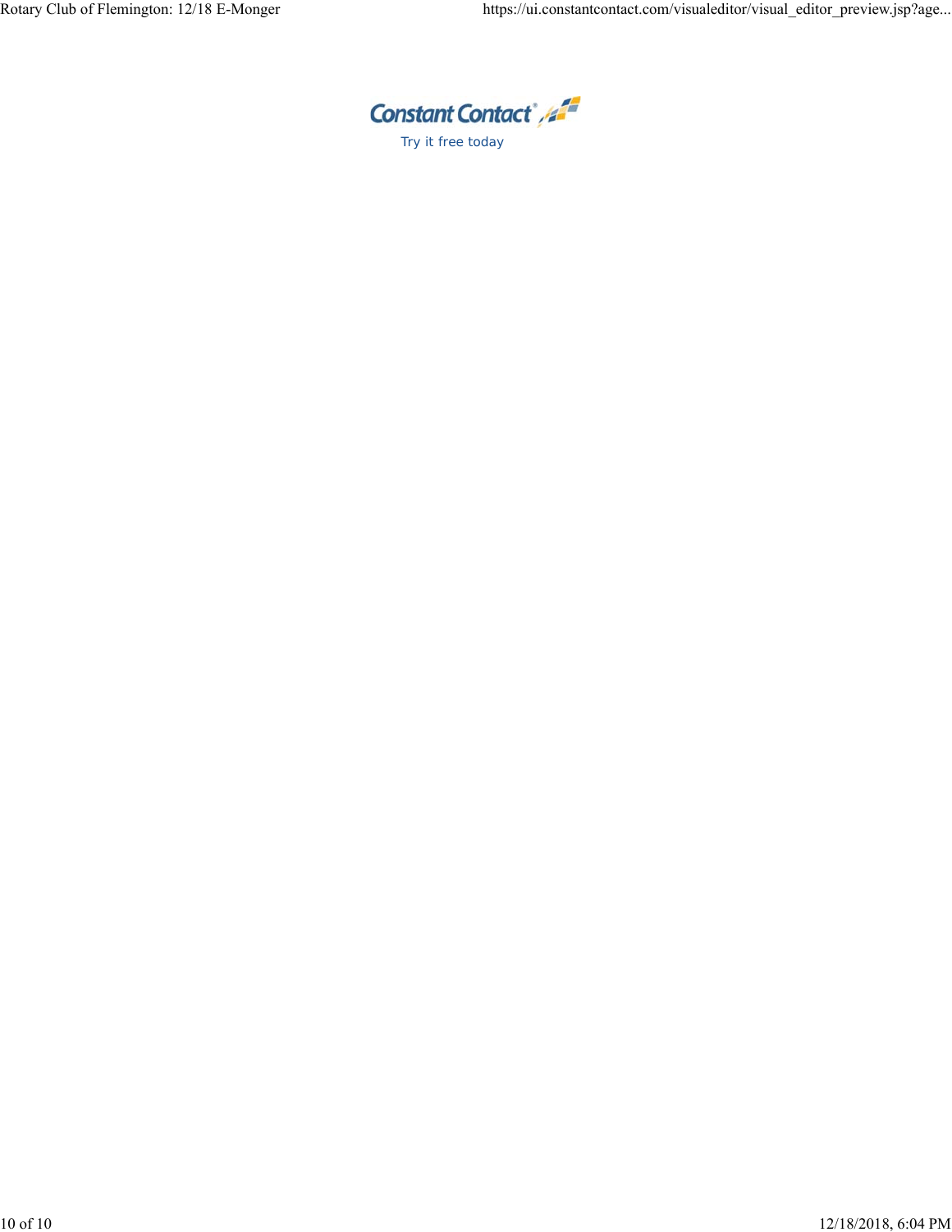Constant Contact

Try it free today